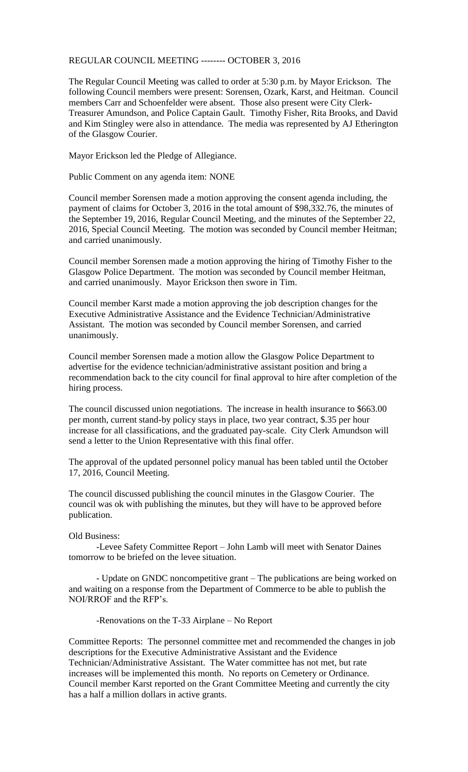REGULAR COUNCIL MEETING -------- OCTOBER 3, 2016

The Regular Council Meeting was called to order at 5:30 p.m. by Mayor Erickson. The following Council members were present: Sorensen, Ozark, Karst, and Heitman. Council members Carr and Schoenfelder were absent. Those also present were City Clerk-Treasurer Amundson, and Police Captain Gault. Timothy Fisher, Rita Brooks, and David and Kim Stingley were also in attendance. The media was represented by AJ Etherington of the Glasgow Courier.

Mayor Erickson led the Pledge of Allegiance.

Public Comment on any agenda item: NONE

Council member Sorensen made a motion approving the consent agenda including, the payment of claims for October 3, 2016 in the total amount of $98,332.76, the minutes of the September 19, 2016, Regular Council Meeting, and the minutes of the September 22, 2016, Special Council Meeting. The motion was seconded by Council member Heitman; and carried unanimously.

Council member Sorensen made a motion approving the hiring of Timothy Fisher to the Glasgow Police Department. The motion was seconded by Council member Heitman, and carried unanimously. Mayor Erickson then swore in Tim.

Council member Karst made a motion approving the job description changes for the Executive Administrative Assistance and the Evidence Technician/Administrative Assistant. The motion was seconded by Council member Sorensen, and carried unanimously.

Council member Sorensen made a motion allow the Glasgow Police Department to advertise for the evidence technician/administrative assistant position and bring a recommendation back to the city council for final approval to hire after completion of the hiring process.

The council discussed union negotiations. The increase in health insurance to $663.00 per month, current stand-by policy stays in place, two year contract, $.35 per hour increase for all classifications, and the graduated pay-scale. City Clerk Amundson will send a letter to the Union Representative with this final offer.

The approval of the updated personnel policy manual has been tabled until the October 17, 2016, Council Meeting.

The council discussed publishing the council minutes in the Glasgow Courier. The council was ok with publishing the minutes, but they will have to be approved before publication.

Old Business:

-Levee Safety Committee Report – John Lamb will meet with Senator Daines tomorrow to be briefed on the levee situation.

- Update on GNDC noncompetitive grant – The publications are being worked on and waiting on a response from the Department of Commerce to be able to publish the NOI/RROF and the RFP's.

-Renovations on the T-33 Airplane – No Report

Committee Reports: The personnel committee met and recommended the changes in job descriptions for the Executive Administrative Assistant and the Evidence Technician/Administrative Assistant. The Water committee has not met, but rate increases will be implemented this month. No reports on Cemetery or Ordinance. Council member Karst reported on the Grant Committee Meeting and currently the city has a half a million dollars in active grants.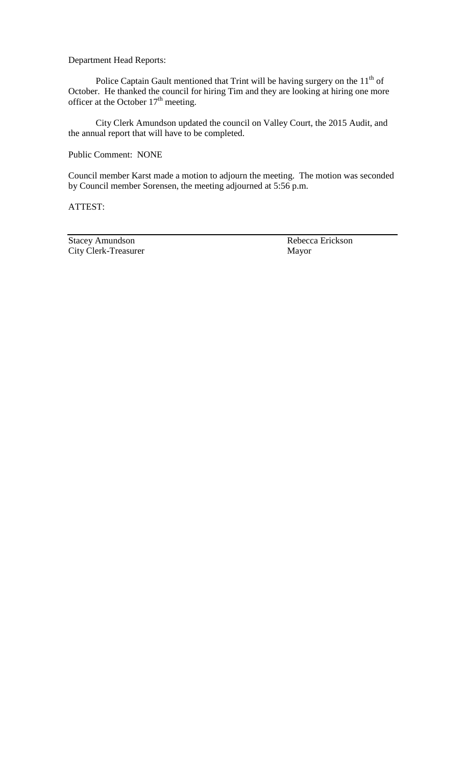Department Head Reports:

Police Captain Gault mentioned that Trint will be having surgery on the 11th of October. He thanked the council for hiring Tim and they are looking at hiring one more officer at the October 17th meeting.

City Clerk Amundson updated the council on Valley Court, the 2015 Audit, and the annual report that will have to be completed.

Public Comment: NONE

Council member Karst made a motion to adjourn the meeting. The motion was seconded by Council member Sorensen, the meeting adjourned at 5:56 p.m.

ATTEST:

Stacey Amundson
City Clerk-Treasurer

Rebecca Erickson
Mayor